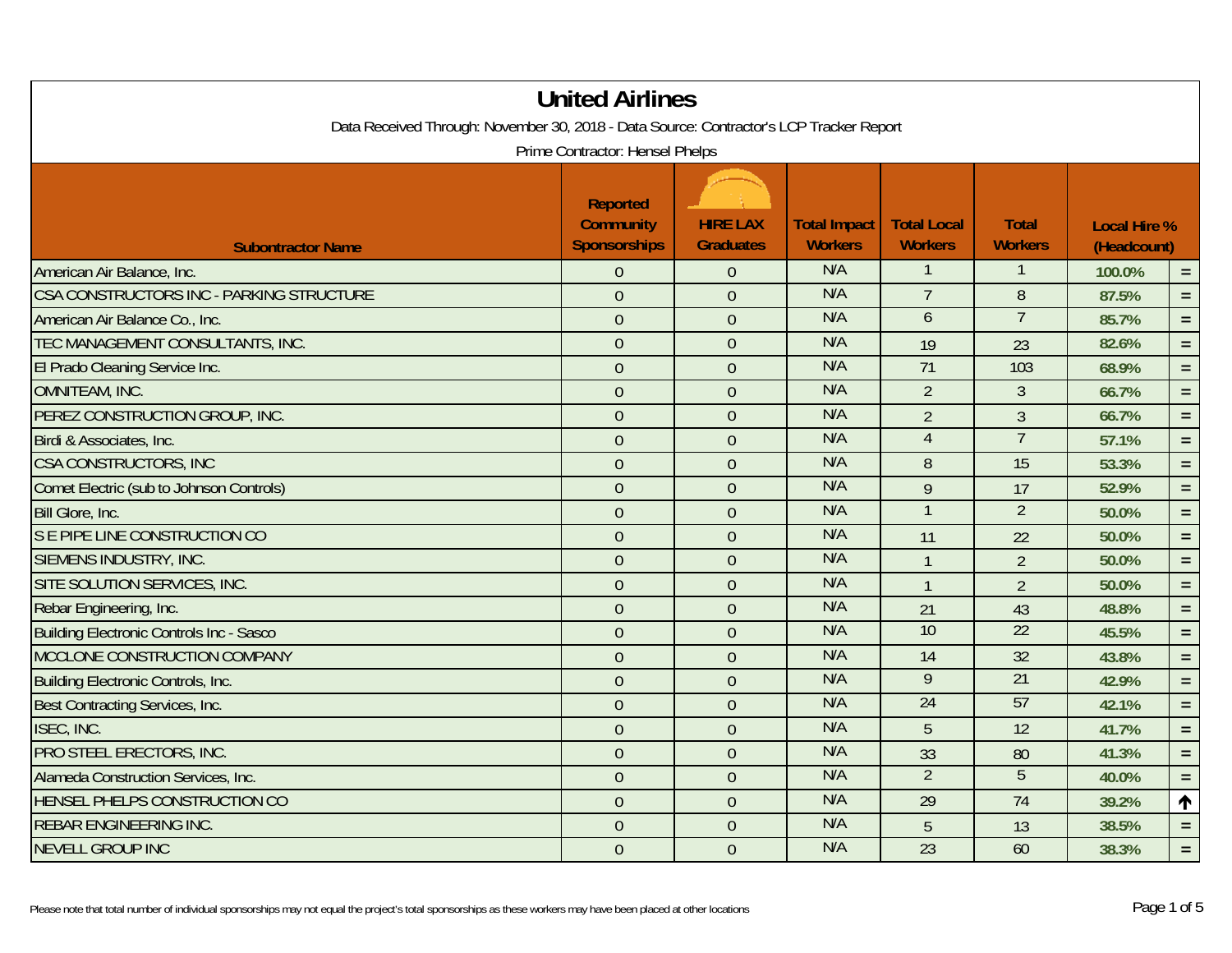# United Airlines

Data Received Through: November 30, 2018 - Data Source: Contractor's LCP Tracker Report

Prime Contractor: Hensel Phelps

| Subontractor Name | Reported Community Sponsorships | HIRE LAX Graduates | Total Impact Workers | Total Local Workers | Total Workers | Local Hire % (Headcount) | |
|---|---|---|---|---|---|---|---|
| American Air Balance, Inc. | 0 | 0 | N/A | 1 | 1 | 100.0% | = |
| CSA CONSTRUCTORS INC - PARKING STRUCTURE | 0 | 0 | N/A | 7 | 8 | 87.5% | = |
| American Air Balance Co., Inc. | 0 | 0 | N/A | 6 | 7 | 85.7% | = |
| TEC MANAGEMENT CONSULTANTS, INC. | 0 | 0 | N/A | 19 | 23 | 82.6% | = |
| El Prado Cleaning Service Inc. | 0 | 0 | N/A | 71 | 103 | 68.9% | = |
| OMNITEAM, INC. | 0 | 0 | N/A | 2 | 3 | 66.7% | = |
| PEREZ CONSTRUCTION GROUP, INC. | 0 | 0 | N/A | 2 | 3 | 66.7% | = |
| Birdi & Associates, Inc. | 0 | 0 | N/A | 4 | 7 | 57.1% | = |
| CSA CONSTRUCTORS, INC | 0 | 0 | N/A | 8 | 15 | 53.3% | = |
| Comet Electric (sub to Johnson Controls) | 0 | 0 | N/A | 9 | 17 | 52.9% | = |
| Bill Glore, Inc. | 0 | 0 | N/A | 1 | 2 | 50.0% | = |
| S E PIPE LINE CONSTRUCTION CO | 0 | 0 | N/A | 11 | 22 | 50.0% | = |
| SIEMENS INDUSTRY, INC. | 0 | 0 | N/A | 1 | 2 | 50.0% | = |
| SITE SOLUTION SERVICES, INC. | 0 | 0 | N/A | 1 | 2 | 50.0% | = |
| Rebar Engineering, Inc. | 0 | 0 | N/A | 21 | 43 | 48.8% | = |
| Building Electronic Controls Inc - Sasco | 0 | 0 | N/A | 10 | 22 | 45.5% | = |
| MCCLONE CONSTRUCTION COMPANY | 0 | 0 | N/A | 14 | 32 | 43.8% | = |
| Building Electronic Controls, Inc. | 0 | 0 | N/A | 9 | 21 | 42.9% | = |
| Best Contracting Services, Inc. | 0 | 0 | N/A | 24 | 57 | 42.1% | = |
| ISEC, INC. | 0 | 0 | N/A | 5 | 12 | 41.7% | = |
| PRO STEEL ERECTORS, INC. | 0 | 0 | N/A | 33 | 80 | 41.3% | = |
| Alameda Construction Services, Inc. | 0 | 0 | N/A | 2 | 5 | 40.0% | = |
| HENSEL PHELPS CONSTRUCTION CO | 0 | 0 | N/A | 29 | 74 | 39.2% | ↑ |
| REBAR ENGINEERING INC. | 0 | 0 | N/A | 5 | 13 | 38.5% | = |
| NEVELL GROUP INC | 0 | 0 | N/A | 23 | 60 | 38.3% | = |

Please note that total number of individual sponsorships may not equal the project's total sponsorships as these workers may have been placed at other locations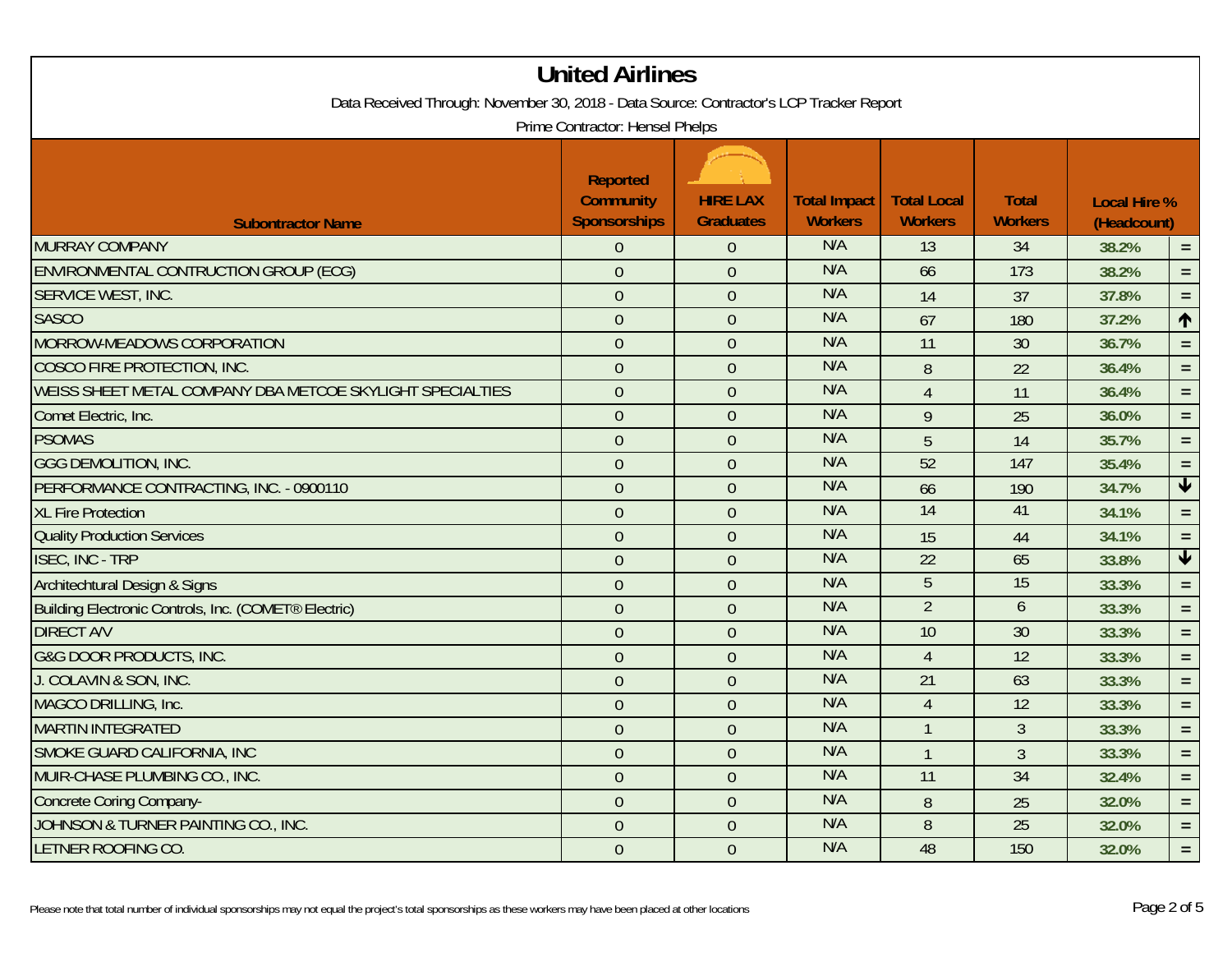# United Airlines

Data Received Through: November 30, 2018 - Data Source: Contractor's LCP Tracker Report

Prime Contractor: Hensel Phelps

| Subcontractor Name | Reported Community Sponsorships | HIRE LAX Graduates | Total Impact Workers | Total Local Workers | Total Workers | Local Hire % (Headcount) | |
|---|---|---|---|---|---|---|---|
| MURRAY COMPANY | 0 | 0 | N/A | 13 | 34 | 38.2% | = |
| ENVIRONMENTAL CONTRUCTION GROUP (ECG) | 0 | 0 | N/A | 66 | 173 | 38.2% | = |
| SERVICE WEST, INC. | 0 | 0 | N/A | 14 | 37 | 37.8% | = |
| SASCO | 0 | 0 | N/A | 67 | 180 | 37.2% | ↑ |
| MORROW-MEADOWS CORPORATION | 0 | 0 | N/A | 11 | 30 | 36.7% | = |
| COSCO FIRE PROTECTION, INC. | 0 | 0 | N/A | 8 | 22 | 36.4% | = |
| WEISS SHEET METAL COMPANY DBA METCOE SKYLIGHT SPECIALTIES | 0 | 0 | N/A | 4 | 11 | 36.4% | = |
| Comet Electric, Inc. | 0 | 0 | N/A | 9 | 25 | 36.0% | = |
| PSOMAS | 0 | 0 | N/A | 5 | 14 | 35.7% | = |
| GGG DEMOLITION, INC. | 0 | 0 | N/A | 52 | 147 | 35.4% | = |
| PERFORMANCE CONTRACTING, INC. - 0900110 | 0 | 0 | N/A | 66 | 190 | 34.7% | ↓ |
| XL Fire Protection | 0 | 0 | N/A | 14 | 41 | 34.1% | = |
| Quality Production Services | 0 | 0 | N/A | 15 | 44 | 34.1% | = |
| ISEC, INC - TRP | 0 | 0 | N/A | 22 | 65 | 33.8% | ↓ |
| Architechtural Design & Signs | 0 | 0 | N/A | 5 | 15 | 33.3% | = |
| Building Electronic Controls, Inc. (COMET® Electric) | 0 | 0 | N/A | 2 | 6 | 33.3% | = |
| DIRECT A/V | 0 | 0 | N/A | 10 | 30 | 33.3% | = |
| G&G DOOR PRODUCTS, INC. | 0 | 0 | N/A | 4 | 12 | 33.3% | = |
| J. COLAVIN & SON, INC. | 0 | 0 | N/A | 21 | 63 | 33.3% | = |
| MAGCO DRILLING, Inc. | 0 | 0 | N/A | 4 | 12 | 33.3% | = |
| MARTIN INTEGRATED | 0 | 0 | N/A | 1 | 3 | 33.3% | = |
| SMOKE GUARD CALIFORNIA, INC | 0 | 0 | N/A | 1 | 3 | 33.3% | = |
| MUIR-CHASE PLUMBING CO., INC. | 0 | 0 | N/A | 11 | 34 | 32.4% | = |
| Concrete Coring Company- | 0 | 0 | N/A | 8 | 25 | 32.0% | = |
| JOHNSON & TURNER PAINTING CO., INC. | 0 | 0 | N/A | 8 | 25 | 32.0% | = |
| LETNER ROOFING CO. | 0 | 0 | N/A | 48 | 150 | 32.0% | = |

Please note that total number of individual sponsorships may not equal the project's total sponsorships as these workers may have been placed at other locations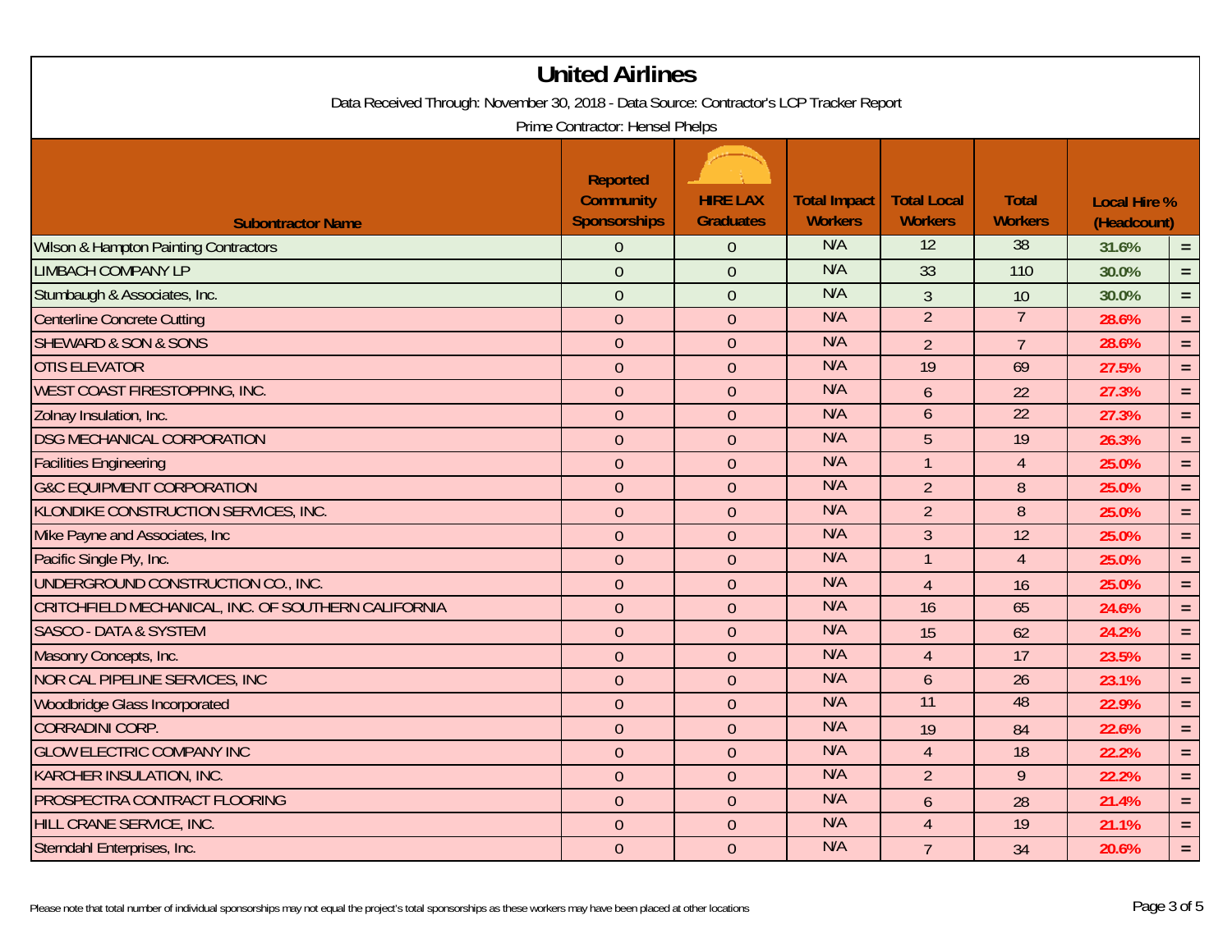# United Airlines

Data Received Through: November 30, 2018 - Data Source: Contractor's LCP Tracker Report

Prime Contractor: Hensel Phelps

| Subontractor Name | Reported Community Sponsorships | HIRE LAX Graduates | Total Impact Workers | Total Local Workers | Total Workers | Local Hire % (Headcount) | |
|---|---|---|---|---|---|---|---|
| Wilson & Hampton Painting Contractors | 0 | 0 | N/A | 12 | 38 | 31.6% | = |
| LIMBACH COMPANY LP | 0 | 0 | N/A | 33 | 110 | 30.0% | = |
| Stumbaugh & Associates, Inc. | 0 | 0 | N/A | 3 | 10 | 30.0% | = |
| Centerline Concrete Cutting | 0 | 0 | N/A | 2 | 7 | 28.6% | = |
| SHEWARD & SON & SONS | 0 | 0 | N/A | 2 | 7 | 28.6% | = |
| OTIS ELEVATOR | 0 | 0 | N/A | 19 | 69 | 27.5% | = |
| WEST COAST FIRESTOPPING, INC. | 0 | 0 | N/A | 6 | 22 | 27.3% | = |
| Zolnay Insulation, Inc. | 0 | 0 | N/A | 6 | 22 | 27.3% | = |
| DSG MECHANICAL CORPORATION | 0 | 0 | N/A | 5 | 19 | 26.3% | = |
| Facilities Engineering | 0 | 0 | N/A | 1 | 4 | 25.0% | = |
| G&C EQUIPMENT CORPORATION | 0 | 0 | N/A | 2 | 8 | 25.0% | = |
| KLONDIKE CONSTRUCTION SERVICES, INC. | 0 | 0 | N/A | 2 | 8 | 25.0% | = |
| Mike Payne and Associates, Inc | 0 | 0 | N/A | 3 | 12 | 25.0% | = |
| Pacific Single Ply, Inc. | 0 | 0 | N/A | 1 | 4 | 25.0% | = |
| UNDERGROUND CONSTRUCTION CO., INC. | 0 | 0 | N/A | 4 | 16 | 25.0% | = |
| CRITCHFIELD MECHANICAL, INC. OF SOUTHERN CALIFORNIA | 0 | 0 | N/A | 16 | 65 | 24.6% | = |
| SASCO - DATA & SYSTEM | 0 | 0 | N/A | 15 | 62 | 24.2% | = |
| Masonry Concepts, Inc. | 0 | 0 | N/A | 4 | 17 | 23.5% | = |
| NOR CAL PIPELINE SERVICES, INC | 0 | 0 | N/A | 6 | 26 | 23.1% | = |
| Woodbridge Glass Incorporated | 0 | 0 | N/A | 11 | 48 | 22.9% | = |
| CORRADINI CORP. | 0 | 0 | N/A | 19 | 84 | 22.6% | = |
| GLOW ELECTRIC COMPANY INC | 0 | 0 | N/A | 4 | 18 | 22.2% | = |
| KARCHER INSULATION, INC. | 0 | 0 | N/A | 2 | 9 | 22.2% | = |
| PROSPECTRA CONTRACT FLOORING | 0 | 0 | N/A | 6 | 28 | 21.4% | = |
| HILL CRANE SERVICE, INC. | 0 | 0 | N/A | 4 | 19 | 21.1% | = |
| Sterndahl Enterprises, Inc. | 0 | 0 | N/A | 7 | 34 | 20.6% | = |

Please note that total number of individual sponsorships may not equal the project's total sponsorships as these workers may have been placed at other locations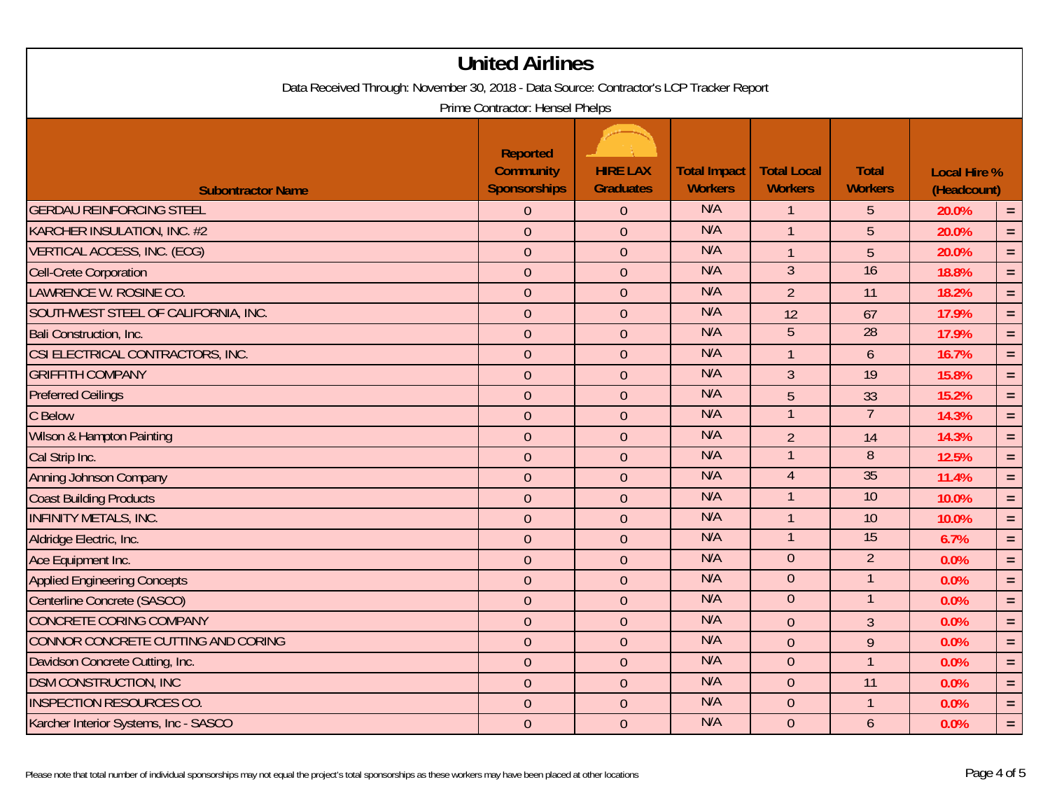# United Airlines

Data Received Through: November 30, 2018 - Data Source: Contractor's LCP Tracker Report

Prime Contractor: Hensel Phelps

| Subcontractor Name | Reported Community Sponsorships | HIRE LAX Graduates | Total Impact Workers | Total Local Workers | Total Workers | Local Hire % (Headcount) | |
|---|---|---|---|---|---|---|---|
| GERDAU REINFORCING STEEL | 0 | 0 | N/A | 1 | 5 | 20.0% | = |
| KARCHER INSULATION, INC. #2 | 0 | 0 | N/A | 1 | 5 | 20.0% | = |
| VERTICAL ACCESS, INC. (ECG) | 0 | 0 | N/A | 1 | 5 | 20.0% | = |
| Cell-Crete Corporation | 0 | 0 | N/A | 3 | 16 | 18.8% | = |
| LAWRENCE W. ROSINE CO. | 0 | 0 | N/A | 2 | 11 | 18.2% | = |
| SOUTHWEST STEEL OF CALIFORNIA, INC. | 0 | 0 | N/A | 12 | 67 | 17.9% | = |
| Bali Construction, Inc. | 0 | 0 | N/A | 5 | 28 | 17.9% | = |
| CSI ELECTRICAL CONTRACTORS, INC. | 0 | 0 | N/A | 1 | 6 | 16.7% | = |
| GRIFFITH COMPANY | 0 | 0 | N/A | 3 | 19 | 15.8% | = |
| Preferred Ceilings | 0 | 0 | N/A | 5 | 33 | 15.2% | = |
| C Below | 0 | 0 | N/A | 1 | 7 | 14.3% | = |
| Wilson & Hampton Painting | 0 | 0 | N/A | 2 | 14 | 14.3% | = |
| Cal Strip Inc. | 0 | 0 | N/A | 1 | 8 | 12.5% | = |
| Anning Johnson Company | 0 | 0 | N/A | 4 | 35 | 11.4% | = |
| Coast Building Products | 0 | 0 | N/A | 1 | 10 | 10.0% | = |
| INFINITY METALS, INC. | 0 | 0 | N/A | 1 | 10 | 10.0% | = |
| Aldridge Electric, Inc. | 0 | 0 | N/A | 1 | 15 | 6.7% | = |
| Ace Equipment Inc. | 0 | 0 | N/A | 0 | 2 | 0.0% | = |
| Applied Engineering Concepts | 0 | 0 | N/A | 0 | 1 | 0.0% | = |
| Centerline Concrete (SASCO) | 0 | 0 | N/A | 0 | 1 | 0.0% | = |
| CONCRETE CORING COMPANY | 0 | 0 | N/A | 0 | 3 | 0.0% | = |
| CONNOR CONCRETE CUTTING AND CORING | 0 | 0 | N/A | 0 | 9 | 0.0% | = |
| Davidson Concrete Cutting, Inc. | 0 | 0 | N/A | 0 | 1 | 0.0% | = |
| DSM CONSTRUCTION, INC | 0 | 0 | N/A | 0 | 11 | 0.0% | = |
| INSPECTION RESOURCES CO. | 0 | 0 | N/A | 0 | 1 | 0.0% | = |
| Karcher Interior Systems, Inc - SASCO | 0 | 0 | N/A | 0 | 6 | 0.0% | = |

Please note that total number of individual sponsorships may not equal the project's total sponsorships as these workers may have been placed at other locations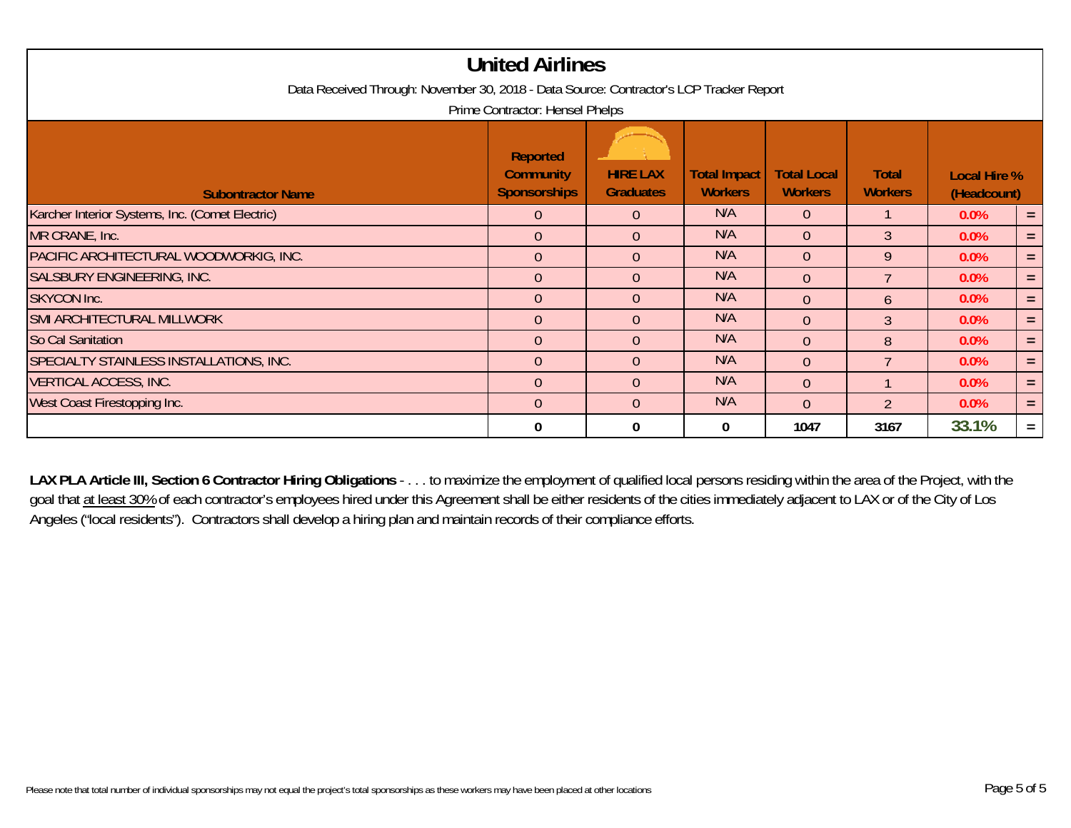# United Airlines

Data Received Through: November 30, 2018 - Data Source: Contractor's LCP Tracker Report

Prime Contractor: Hensel Phelps

| Subontractor Name | Reported Community Sponsorships | HIRE LAX Graduates | Total Impact Workers | Total Local Workers | Total Workers | Local Hire % (Headcount) | |
|---|---|---|---|---|---|---|---|
| Karcher Interior Systems, Inc. (Comet Electric) | 0 | 0 | N/A | 0 | 1 | 0.0% | = |
| MR CRANE, Inc. | 0 | 0 | N/A | 0 | 3 | 0.0% | = |
| PACIFIC ARCHITECTURAL WOODWORKIG, INC. | 0 | 0 | N/A | 0 | 9 | 0.0% | = |
| SALSBURY ENGINEERING, INC. | 0 | 0 | N/A | 0 | 7 | 0.0% | = |
| SKYCON Inc. | 0 | 0 | N/A | 0 | 6 | 0.0% | = |
| SMI ARCHITECTURAL MILLWORK | 0 | 0 | N/A | 0 | 3 | 0.0% | = |
| So Cal Sanitation | 0 | 0 | N/A | 0 | 8 | 0.0% | = |
| SPECIALTY STAINLESS INSTALLATIONS, INC. | 0 | 0 | N/A | 0 | 7 | 0.0% | = |
| VERTICAL ACCESS, INC. | 0 | 0 | N/A | 0 | 1 | 0.0% | = |
| West Coast Firestopping Inc. | 0 | 0 | N/A | 0 | 2 | 0.0% | = |
| | **0** | **0** | **0** | **1047** | **3167** | **33.1%** | = |

**LAX PLA Article III, Section 6 Contractor Hiring Obligations** - . . . to maximize the employment of qualified local persons residing within the area of the Project, with the goal that at least 30% of each contractor's employees hired under this Agreement shall be either residents of the cities immediately adjacent to LAX or of the City of Los Angeles ("local residents"). Contractors shall develop a hiring plan and maintain records of their compliance efforts.

Please note that total number of individual sponsorships may not equal the project's total sponsorships as these workers may have been placed at other locations